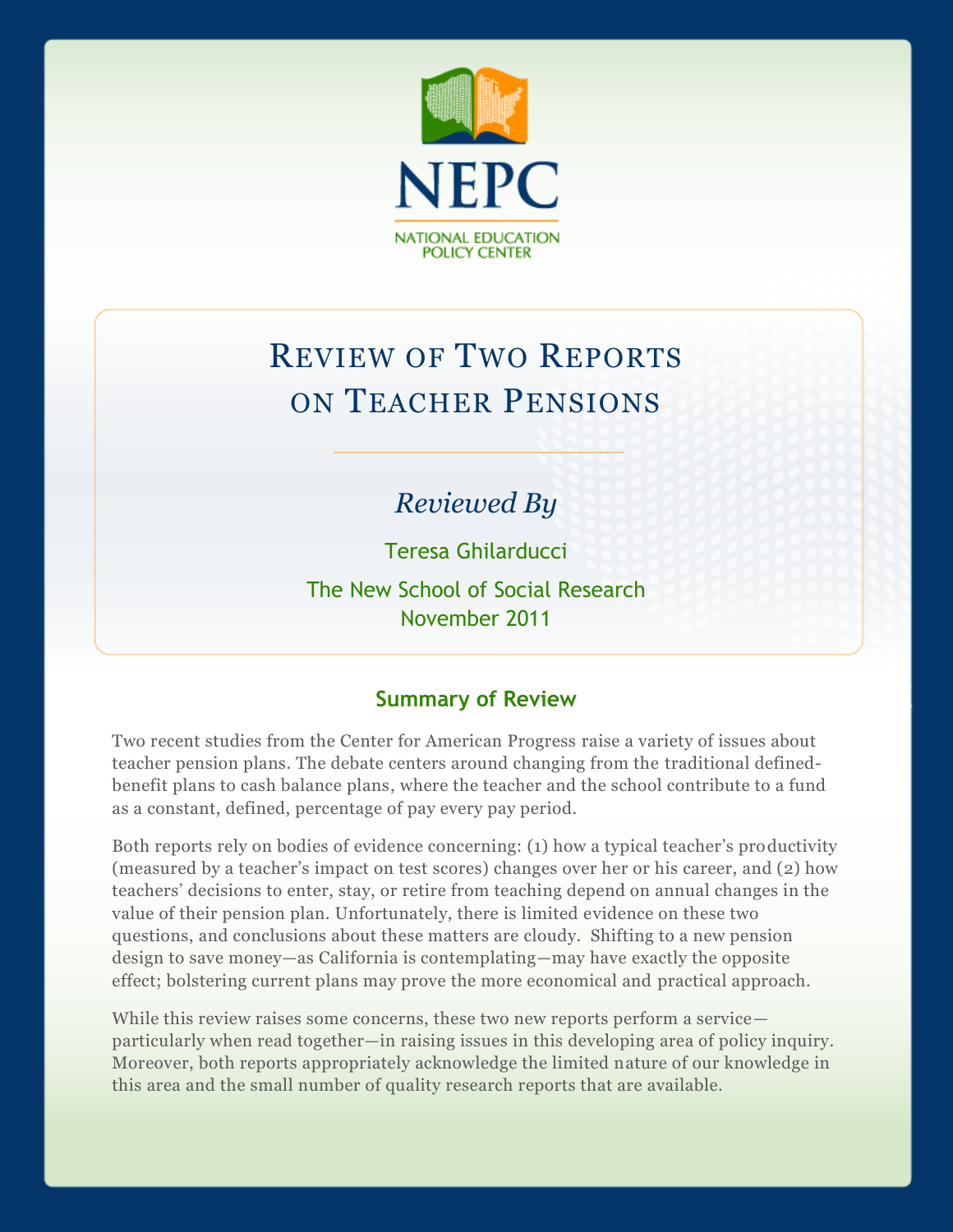NEPC

NATIONAL EDUCATION POLICY CENTER

# Review of Two Reports on Teacher Pensions

*Reviewed By*

Teresa Ghilarducci

The New School of Social Research

November 2011

## Summary of Review

Two recent studies from the Center for American Progress raise a variety of issues about teacher pension plans. The debate centers around changing from the traditional defined-benefit plans to cash balance plans, where the teacher and the school contribute to a fund as a constant, defined, percentage of pay every pay period.

Both reports rely on bodies of evidence concerning: (1) how a typical teacher's productivity (measured by a teacher's impact on test scores) changes over her or his career, and (2) how teachers' decisions to enter, stay, or retire from teaching depend on annual changes in the value of their pension plan. Unfortunately, there is limited evidence on these two questions, and conclusions about these matters are cloudy. Shifting to a new pension design to save money—as California is contemplating—may have exactly the opposite effect; bolstering current plans may prove the more economical and practical approach.

While this review raises some concerns, these two new reports perform a service—particularly when read together—in raising issues in this developing area of policy inquiry. Moreover, both reports appropriately acknowledge the limited nature of our knowledge in this area and the small number of quality research reports that are available.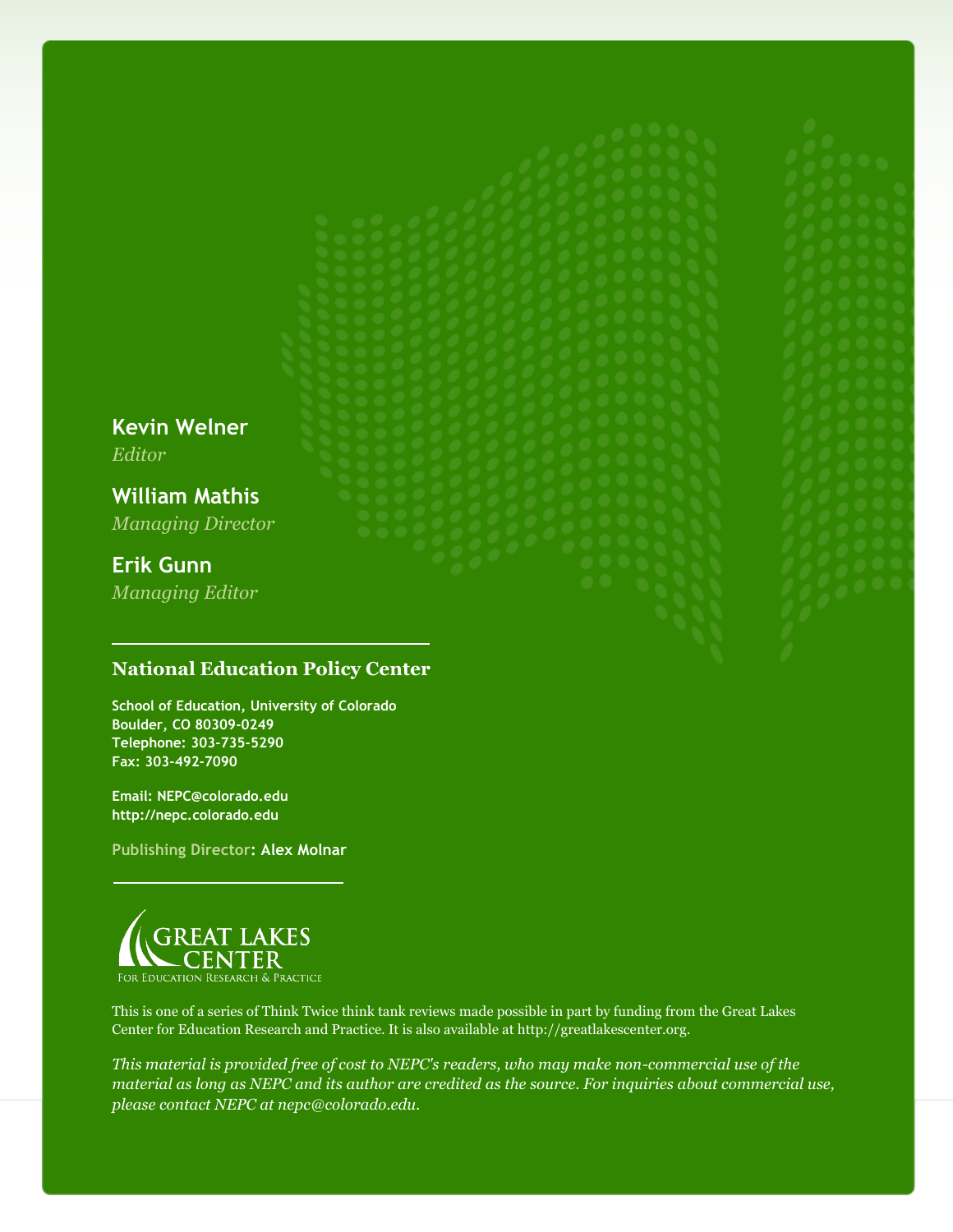**Kevin Welner**
*Editor*

**William Mathis**
*Managing Director*

**Erik Gunn**
*Managing Editor*

---

**National Education Policy Center**

**School of Education, University of Colorado**
**Boulder, CO 80309-0249**
**Telephone: 303-735-5290**
**Fax: 303-492-7090**

**Email: NEPC@colorado.edu**
**http://nepc.colorado.edu**

**Publishing Director: Alex Molnar**

---

GREAT LAKES CENTER
For Education Research & Practice

This is one of a series of Think Twice think tank reviews made possible in part by funding from the Great Lakes Center for Education Research and Practice. It is also available at http://greatlakescenter.org.

*This material is provided free of cost to NEPC's readers, who may make non-commercial use of the material as long as NEPC and its author are credited as the source. For inquiries about commercial use, please contact NEPC at nepc@colorado.edu.*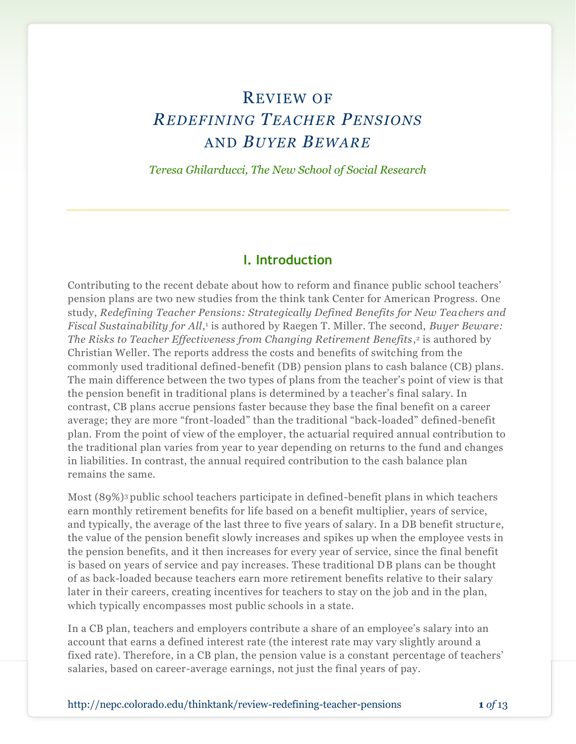# Review of *Redefining Teacher Pensions* and *Buyer Beware*

*Teresa Ghilarducci, The New School of Social Research*

## I. Introduction

Contributing to the recent debate about how to reform and finance public school teachers' pension plans are two new studies from the think tank Center for American Progress. One study, *Redefining Teacher Pensions: Strategically Defined Benefits for New Teachers and Fiscal Sustainability for All*,[1] is authored by Raegen T. Miller. The second, *Buyer Beware: The Risks to Teacher Effectiveness from Changing Retirement Benefits*,[2] is authored by Christian Weller. The reports address the costs and benefits of switching from the commonly used traditional defined-benefit (DB) pension plans to cash balance (CB) plans. The main difference between the two types of plans from the teacher's point of view is that the pension benefit in traditional plans is determined by a teacher's final salary. In contrast, CB plans accrue pensions faster because they base the final benefit on a career average; they are more "front-loaded" than the traditional "back-loaded" defined-benefit plan. From the point of view of the employer, the actuarial required annual contribution to the traditional plan varies from year to year depending on returns to the fund and changes in liabilities. In contrast, the annual required contribution to the cash balance plan remains the same.

Most (89%)[3] public school teachers participate in defined-benefit plans in which teachers earn monthly retirement benefits for life based on a benefit multiplier, years of service, and typically, the average of the last three to five years of salary. In a DB benefit structure, the value of the pension benefit slowly increases and spikes up when the employee vests in the pension benefits, and it then increases for every year of service, since the final benefit is based on years of service and pay increases. These traditional DB plans can be thought of as back-loaded because teachers earn more retirement benefits relative to their salary later in their careers, creating incentives for teachers to stay on the job and in the plan, which typically encompasses most public schools in a state.

In a CB plan, teachers and employers contribute a share of an employee's salary into an account that earns a defined interest rate (the interest rate may vary slightly around a fixed rate). Therefore, in a CB plan, the pension value is a constant percentage of teachers' salaries, based on career-average earnings, not just the final years of pay.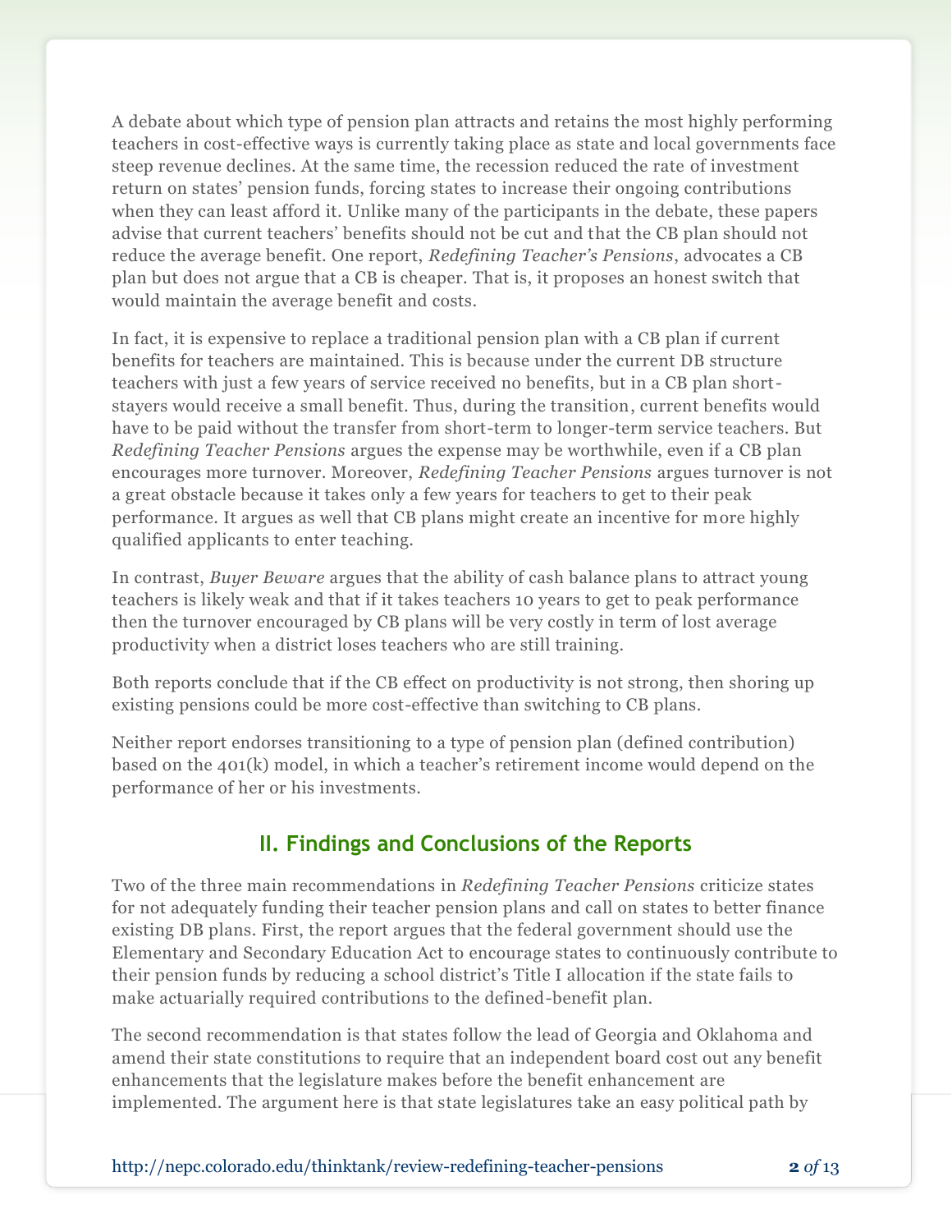A debate about which type of pension plan attracts and retains the most highly performing teachers in cost-effective ways is currently taking place as state and local governments face steep revenue declines. At the same time, the recession reduced the rate of investment return on states' pension funds, forcing states to increase their ongoing contributions when they can least afford it. Unlike many of the participants in the debate, these papers advise that current teachers' benefits should not be cut and that the CB plan should not reduce the average benefit. One report, *Redefining Teacher's Pensions*, advocates a CB plan but does not argue that a CB is cheaper. That is, it proposes an honest switch that would maintain the average benefit and costs.

In fact, it is expensive to replace a traditional pension plan with a CB plan if current benefits for teachers are maintained. This is because under the current DB structure teachers with just a few years of service received no benefits, but in a CB plan short-stayers would receive a small benefit. Thus, during the transition, current benefits would have to be paid without the transfer from short-term to longer-term service teachers. But *Redefining Teacher Pensions* argues the expense may be worthwhile, even if a CB plan encourages more turnover. Moreover, *Redefining Teacher Pensions* argues turnover is not a great obstacle because it takes only a few years for teachers to get to their peak performance. It argues as well that CB plans might create an incentive for more highly qualified applicants to enter teaching.

In contrast, *Buyer Beware* argues that the ability of cash balance plans to attract young teachers is likely weak and that if it takes teachers 10 years to get to peak performance then the turnover encouraged by CB plans will be very costly in term of lost average productivity when a district loses teachers who are still training.

Both reports conclude that if the CB effect on productivity is not strong, then shoring up existing pensions could be more cost-effective than switching to CB plans.

Neither report endorses transitioning to a type of pension plan (defined contribution) based on the 401(k) model, in which a teacher's retirement income would depend on the performance of her or his investments.

## II. Findings and Conclusions of the Reports

Two of the three main recommendations in *Redefining Teacher Pensions* criticize states for not adequately funding their teacher pension plans and call on states to better finance existing DB plans. First, the report argues that the federal government should use the Elementary and Secondary Education Act to encourage states to continuously contribute to their pension funds by reducing a school district's Title I allocation if the state fails to make actuarially required contributions to the defined-benefit plan.

The second recommendation is that states follow the lead of Georgia and Oklahoma and amend their state constitutions to require that an independent board cost out any benefit enhancements that the legislature makes before the benefit enhancement are implemented. The argument here is that state legislatures take an easy political path by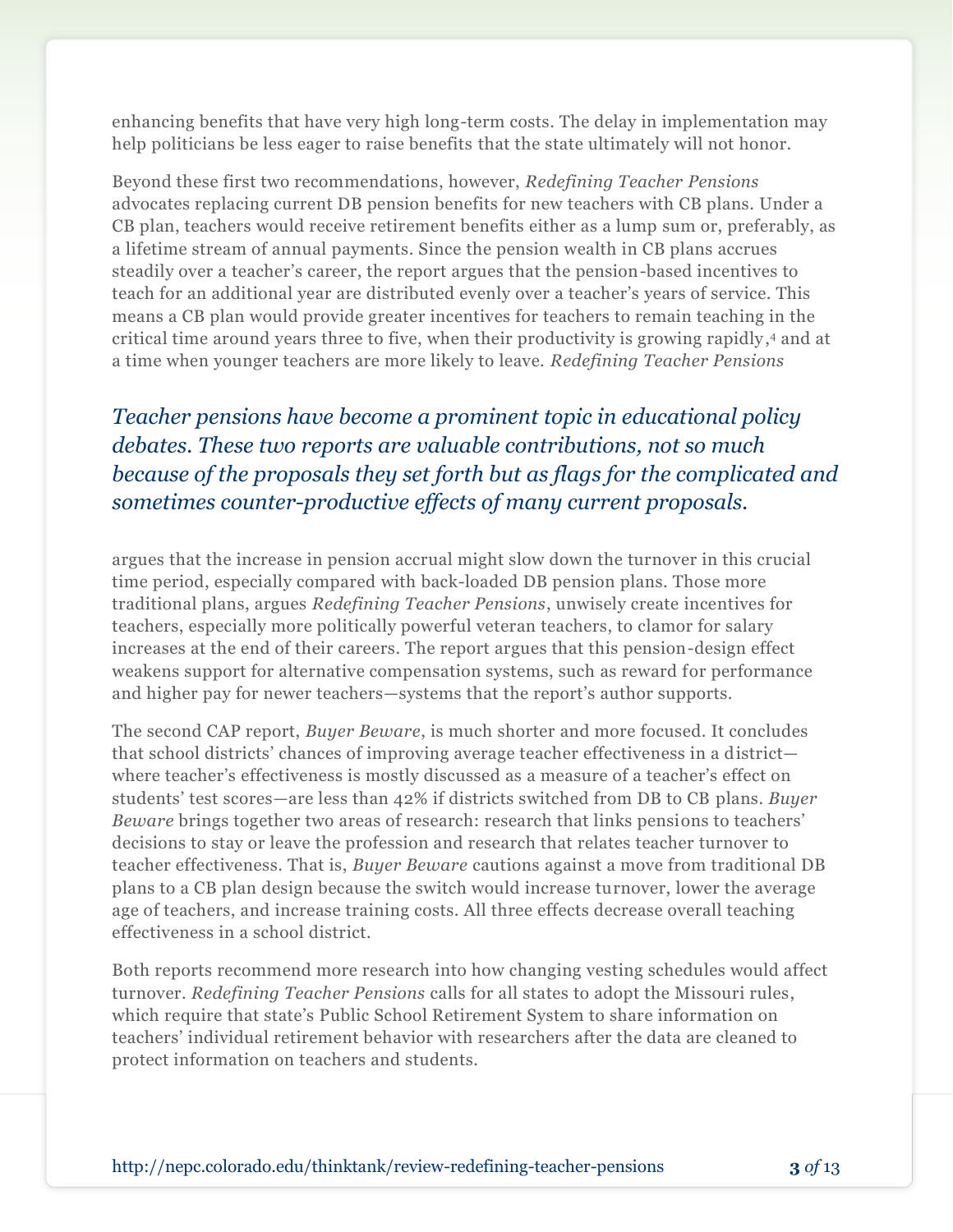enhancing benefits that have very high long-term costs. The delay in implementation may help politicians be less eager to raise benefits that the state ultimately will not honor.

Beyond these first two recommendations, however, *Redefining Teacher Pensions* advocates replacing current DB pension benefits for new teachers with CB plans. Under a CB plan, teachers would receive retirement benefits either as a lump sum or, preferably, as a lifetime stream of annual payments. Since the pension wealth in CB plans accrues steadily over a teacher's career, the report argues that the pension-based incentives to teach for an additional year are distributed evenly over a teacher's years of service. This means a CB plan would provide greater incentives for teachers to remain teaching in the critical time around years three to five, when their productivity is growing rapidly,[4] and at a time when younger teachers are more likely to leave. *Redefining Teacher Pensions* argues that the increase in pension accrual might slow down the turnover in this crucial time period, especially compared with back-loaded DB pension plans. Those more traditional plans, argues *Redefining Teacher Pensions*, unwisely create incentives for teachers, especially more politically powerful veteran teachers, to clamor for salary increases at the end of their careers. The report argues that this pension-design effect weakens support for alternative compensation systems, such as reward for performance and higher pay for newer teachers—systems that the report's author supports.

> *Teacher pensions have become a prominent topic in educational policy debates. These two reports are valuable contributions, not so much because of the proposals they set forth but as flags for the complicated and sometimes counter-productive effects of many current proposals.*

The second CAP report, *Buyer Beware*, is much shorter and more focused. It concludes that school districts' chances of improving average teacher effectiveness in a district—where teacher's effectiveness is mostly discussed as a measure of a teacher's effect on students' test scores—are less than 42% if districts switched from DB to CB plans. *Buyer Beware* brings together two areas of research: research that links pensions to teachers' decisions to stay or leave the profession and research that relates teacher turnover to teacher effectiveness. That is, *Buyer Beware* cautions against a move from traditional DB plans to a CB plan design because the switch would increase turnover, lower the average age of teachers, and increase training costs. All three effects decrease overall teaching effectiveness in a school district.

Both reports recommend more research into how changing vesting schedules would affect turnover. *Redefining Teacher Pensions* calls for all states to adopt the Missouri rules, which require that state's Public School Retirement System to share information on teachers' individual retirement behavior with researchers after the data are cleaned to protect information on teachers and students.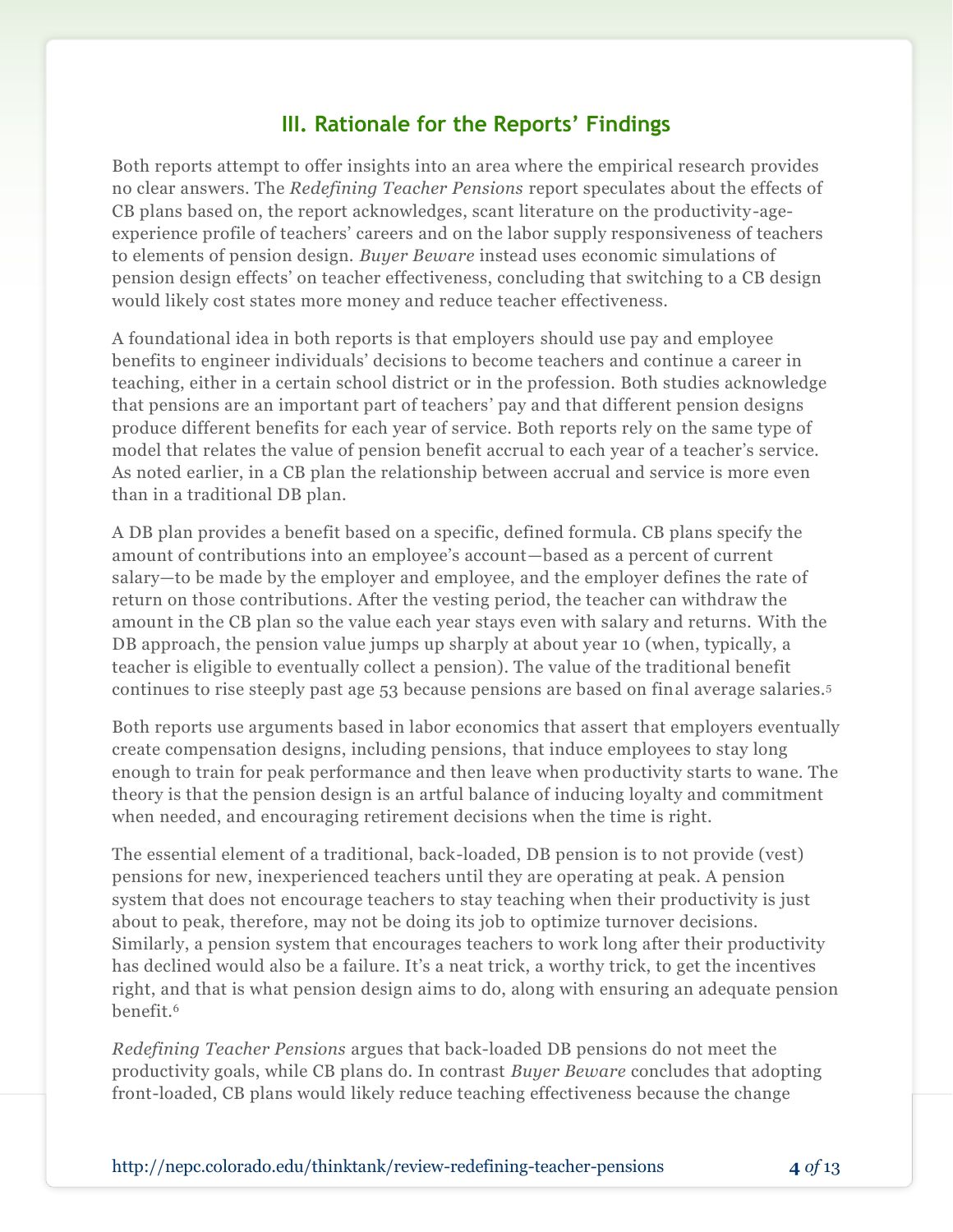## III. Rationale for the Reports' Findings

Both reports attempt to offer insights into an area where the empirical research provides no clear answers. The *Redefining Teacher Pensions* report speculates about the effects of CB plans based on, the report acknowledges, scant literature on the productivity-age-experience profile of teachers' careers and on the labor supply responsiveness of teachers to elements of pension design. *Buyer Beware* instead uses economic simulations of pension design effects' on teacher effectiveness, concluding that switching to a CB design would likely cost states more money and reduce teacher effectiveness.

A foundational idea in both reports is that employers should use pay and employee benefits to engineer individuals' decisions to become teachers and continue a career in teaching, either in a certain school district or in the profession. Both studies acknowledge that pensions are an important part of teachers' pay and that different pension designs produce different benefits for each year of service. Both reports rely on the same type of model that relates the value of pension benefit accrual to each year of a teacher's service. As noted earlier, in a CB plan the relationship between accrual and service is more even than in a traditional DB plan.

A DB plan provides a benefit based on a specific, defined formula. CB plans specify the amount of contributions into an employee's account—based as a percent of current salary—to be made by the employer and employee, and the employer defines the rate of return on those contributions. After the vesting period, the teacher can withdraw the amount in the CB plan so the value each year stays even with salary and returns. With the DB approach, the pension value jumps up sharply at about year 10 (when, typically, a teacher is eligible to eventually collect a pension). The value of the traditional benefit continues to rise steeply past age 53 because pensions are based on final average salaries.[5]

Both reports use arguments based in labor economics that assert that employers eventually create compensation designs, including pensions, that induce employees to stay long enough to train for peak performance and then leave when productivity starts to wane. The theory is that the pension design is an artful balance of inducing loyalty and commitment when needed, and encouraging retirement decisions when the time is right.

The essential element of a traditional, back-loaded, DB pension is to not provide (vest) pensions for new, inexperienced teachers until they are operating at peak. A pension system that does not encourage teachers to stay teaching when their productivity is just about to peak, therefore, may not be doing its job to optimize turnover decisions. Similarly, a pension system that encourages teachers to work long after their productivity has declined would also be a failure. It's a neat trick, a worthy trick, to get the incentives right, and that is what pension design aims to do, along with ensuring an adequate pension benefit.[6]

*Redefining Teacher Pensions* argues that back-loaded DB pensions do not meet the productivity goals, while CB plans do. In contrast *Buyer Beware* concludes that adopting front-loaded, CB plans would likely reduce teaching effectiveness because the change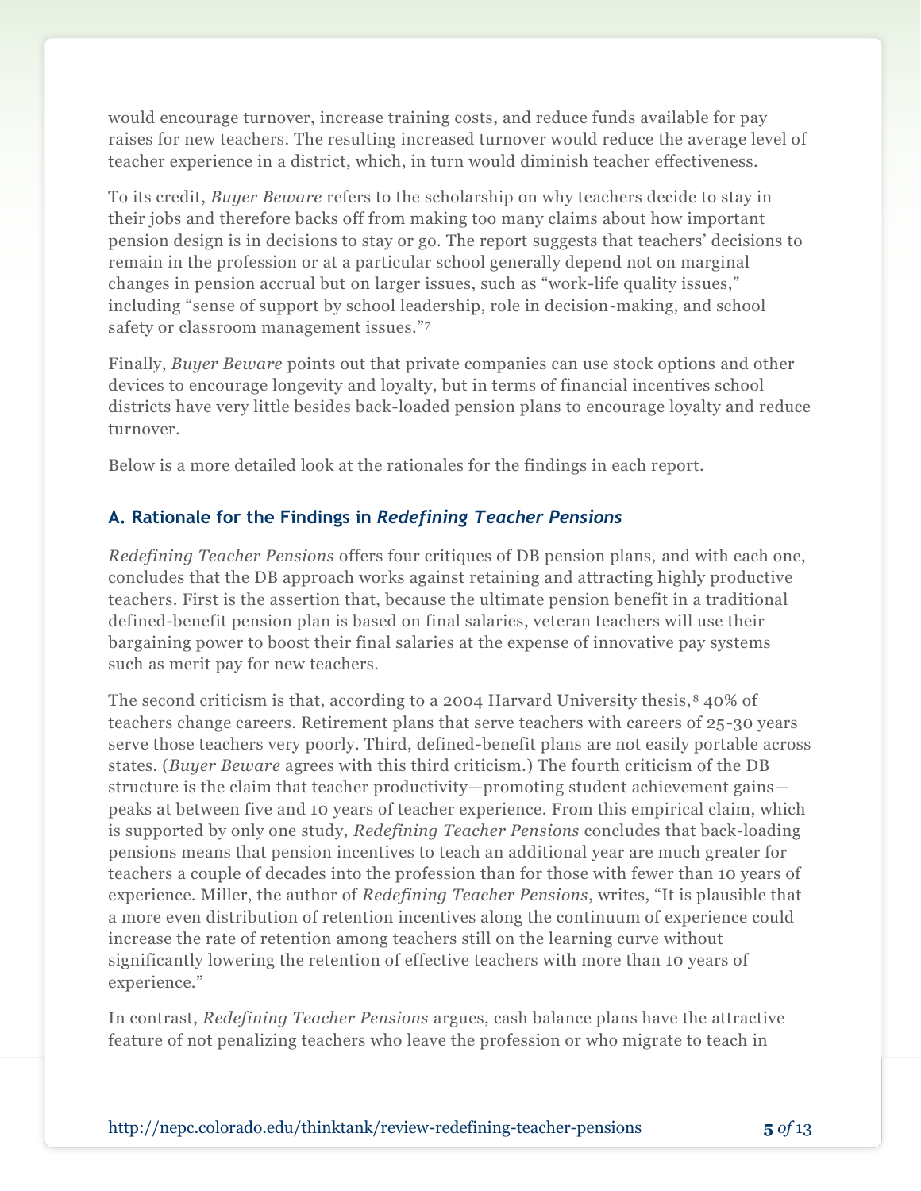would encourage turnover, increase training costs, and reduce funds available for pay raises for new teachers. The resulting increased turnover would reduce the average level of teacher experience in a district, which, in turn would diminish teacher effectiveness.

To its credit, *Buyer Beware* refers to the scholarship on why teachers decide to stay in their jobs and therefore backs off from making too many claims about how important pension design is in decisions to stay or go. The report suggests that teachers' decisions to remain in the profession or at a particular school generally depend not on marginal changes in pension accrual but on larger issues, such as "work-life quality issues," including "sense of support by school leadership, role in decision-making, and school safety or classroom management issues."[7]

Finally, *Buyer Beware* points out that private companies can use stock options and other devices to encourage longevity and loyalty, but in terms of financial incentives school districts have very little besides back-loaded pension plans to encourage loyalty and reduce turnover.

Below is a more detailed look at the rationales for the findings in each report.

### A. Rationale for the Findings in *Redefining Teacher Pensions*

*Redefining Teacher Pensions* offers four critiques of DB pension plans, and with each one, concludes that the DB approach works against retaining and attracting highly productive teachers. First is the assertion that, because the ultimate pension benefit in a traditional defined-benefit pension plan is based on final salaries, veteran teachers will use their bargaining power to boost their final salaries at the expense of innovative pay systems such as merit pay for new teachers.

The second criticism is that, according to a 2004 Harvard University thesis,[8] 40% of teachers change careers. Retirement plans that serve teachers with careers of 25-30 years serve those teachers very poorly. Third, defined-benefit plans are not easily portable across states. (*Buyer Beware* agrees with this third criticism.) The fourth criticism of the DB structure is the claim that teacher productivity—promoting student achievement gains—peaks at between five and 10 years of teacher experience. From this empirical claim, which is supported by only one study, *Redefining Teacher Pensions* concludes that back-loading pensions means that pension incentives to teach an additional year are much greater for teachers a couple of decades into the profession than for those with fewer than 10 years of experience. Miller, the author of *Redefining Teacher Pensions*, writes, "It is plausible that a more even distribution of retention incentives along the continuum of experience could increase the rate of retention among teachers still on the learning curve without significantly lowering the retention of effective teachers with more than 10 years of experience."

In contrast, *Redefining Teacher Pensions* argues, cash balance plans have the attractive feature of not penalizing teachers who leave the profession or who migrate to teach in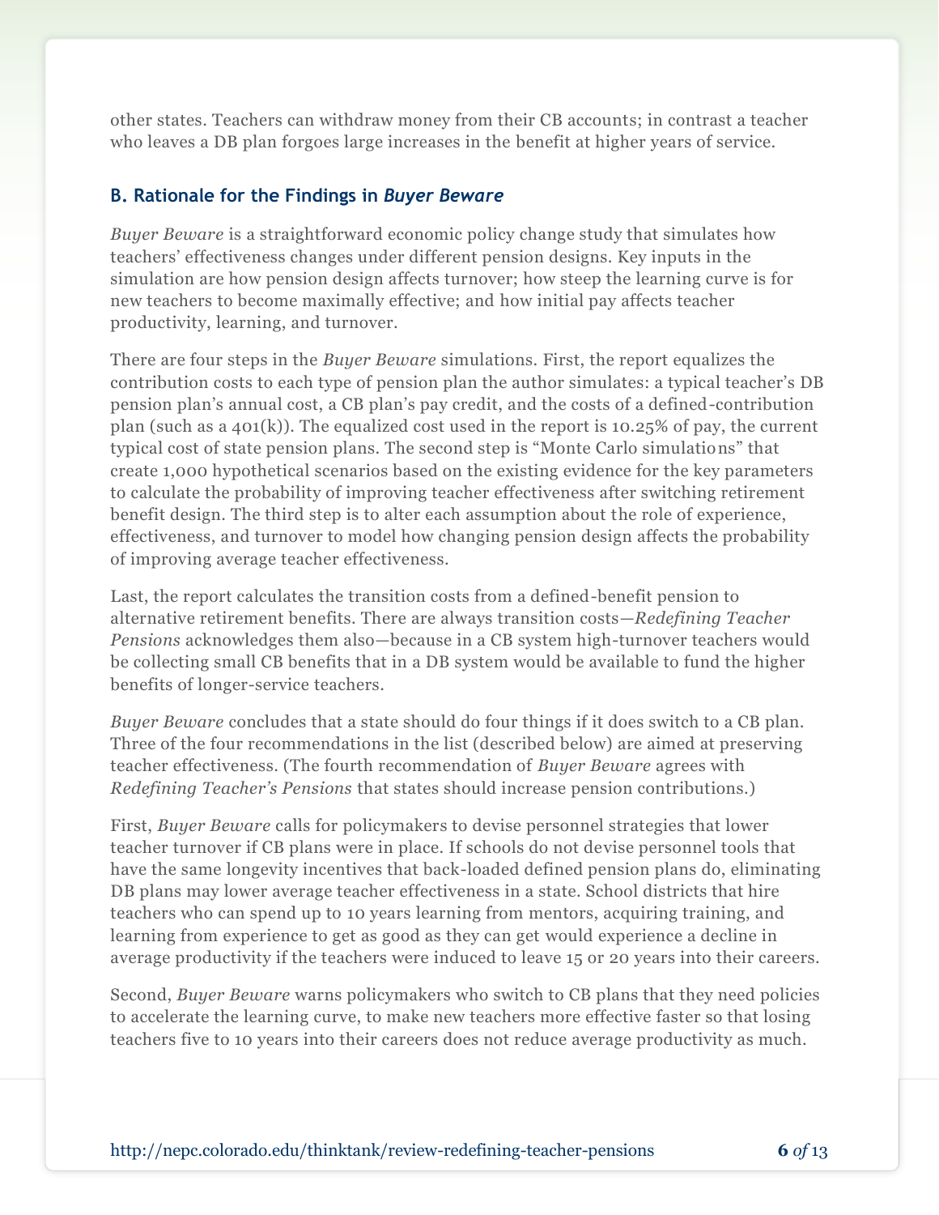other states. Teachers can withdraw money from their CB accounts; in contrast a teacher who leaves a DB plan forgoes large increases in the benefit at higher years of service.

### B. Rationale for the Findings in *Buyer Beware*

*Buyer Beware* is a straightforward economic policy change study that simulates how teachers' effectiveness changes under different pension designs. Key inputs in the simulation are how pension design affects turnover; how steep the learning curve is for new teachers to become maximally effective; and how initial pay affects teacher productivity, learning, and turnover.

There are four steps in the *Buyer Beware* simulations. First, the report equalizes the contribution costs to each type of pension plan the author simulates: a typical teacher's DB pension plan's annual cost, a CB plan's pay credit, and the costs of a defined-contribution plan (such as a 401(k)). The equalized cost used in the report is 10.25% of pay, the current typical cost of state pension plans. The second step is "Monte Carlo simulations" that create 1,000 hypothetical scenarios based on the existing evidence for the key parameters to calculate the probability of improving teacher effectiveness after switching retirement benefit design. The third step is to alter each assumption about the role of experience, effectiveness, and turnover to model how changing pension design affects the probability of improving average teacher effectiveness.

Last, the report calculates the transition costs from a defined-benefit pension to alternative retirement benefits. There are always transition costs—*Redefining Teacher Pensions* acknowledges them also—because in a CB system high-turnover teachers would be collecting small CB benefits that in a DB system would be available to fund the higher benefits of longer-service teachers.

*Buyer Beware* concludes that a state should do four things if it does switch to a CB plan. Three of the four recommendations in the list (described below) are aimed at preserving teacher effectiveness. (The fourth recommendation of *Buyer Beware* agrees with *Redefining Teacher's Pensions* that states should increase pension contributions.)

First, *Buyer Beware* calls for policymakers to devise personnel strategies that lower teacher turnover if CB plans were in place. If schools do not devise personnel tools that have the same longevity incentives that back-loaded defined pension plans do, eliminating DB plans may lower average teacher effectiveness in a state. School districts that hire teachers who can spend up to 10 years learning from mentors, acquiring training, and learning from experience to get as good as they can get would experience a decline in average productivity if the teachers were induced to leave 15 or 20 years into their careers.

Second, *Buyer Beware* warns policymakers who switch to CB plans that they need policies to accelerate the learning curve, to make new teachers more effective faster so that losing teachers five to 10 years into their careers does not reduce average productivity as much.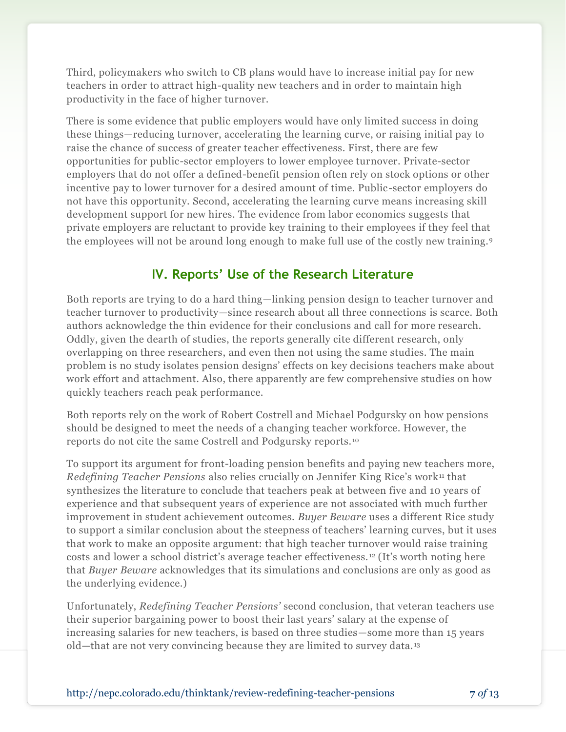Third, policymakers who switch to CB plans would have to increase initial pay for new teachers in order to attract high-quality new teachers and in order to maintain high productivity in the face of higher turnover.

There is some evidence that public employers would have only limited success in doing these things—reducing turnover, accelerating the learning curve, or raising initial pay to raise the chance of success of greater teacher effectiveness. First, there are few opportunities for public-sector employers to lower employee turnover. Private-sector employers that do not offer a defined-benefit pension often rely on stock options or other incentive pay to lower turnover for a desired amount of time. Public-sector employers do not have this opportunity. Second, accelerating the learning curve means increasing skill development support for new hires. The evidence from labor economics suggests that private employers are reluctant to provide key training to their employees if they feel that the employees will not be around long enough to make full use of the costly new training.[9]

## IV. Reports' Use of the Research Literature

Both reports are trying to do a hard thing—linking pension design to teacher turnover and teacher turnover to productivity—since research about all three connections is scarce. Both authors acknowledge the thin evidence for their conclusions and call for more research. Oddly, given the dearth of studies, the reports generally cite different research, only overlapping on three researchers, and even then not using the same studies. The main problem is no study isolates pension designs' effects on key decisions teachers make about work effort and attachment. Also, there apparently are few comprehensive studies on how quickly teachers reach peak performance.

Both reports rely on the work of Robert Costrell and Michael Podgursky on how pensions should be designed to meet the needs of a changing teacher workforce. However, the reports do not cite the same Costrell and Podgursky reports.[10]

To support its argument for front-loading pension benefits and paying new teachers more, *Redefining Teacher Pensions* also relies crucially on Jennifer King Rice's work[11] that synthesizes the literature to conclude that teachers peak at between five and 10 years of experience and that subsequent years of experience are not associated with much further improvement in student achievement outcomes. *Buyer Beware* uses a different Rice study to support a similar conclusion about the steepness of teachers' learning curves, but it uses that work to make an opposite argument: that high teacher turnover would raise training costs and lower a school district's average teacher effectiveness.[12] (It's worth noting here that *Buyer Beware* acknowledges that its simulations and conclusions are only as good as the underlying evidence.)

Unfortunately, *Redefining Teacher Pensions'* second conclusion, that veteran teachers use their superior bargaining power to boost their last years' salary at the expense of increasing salaries for new teachers, is based on three studies—some more than 15 years old—that are not very convincing because they are limited to survey data.[13]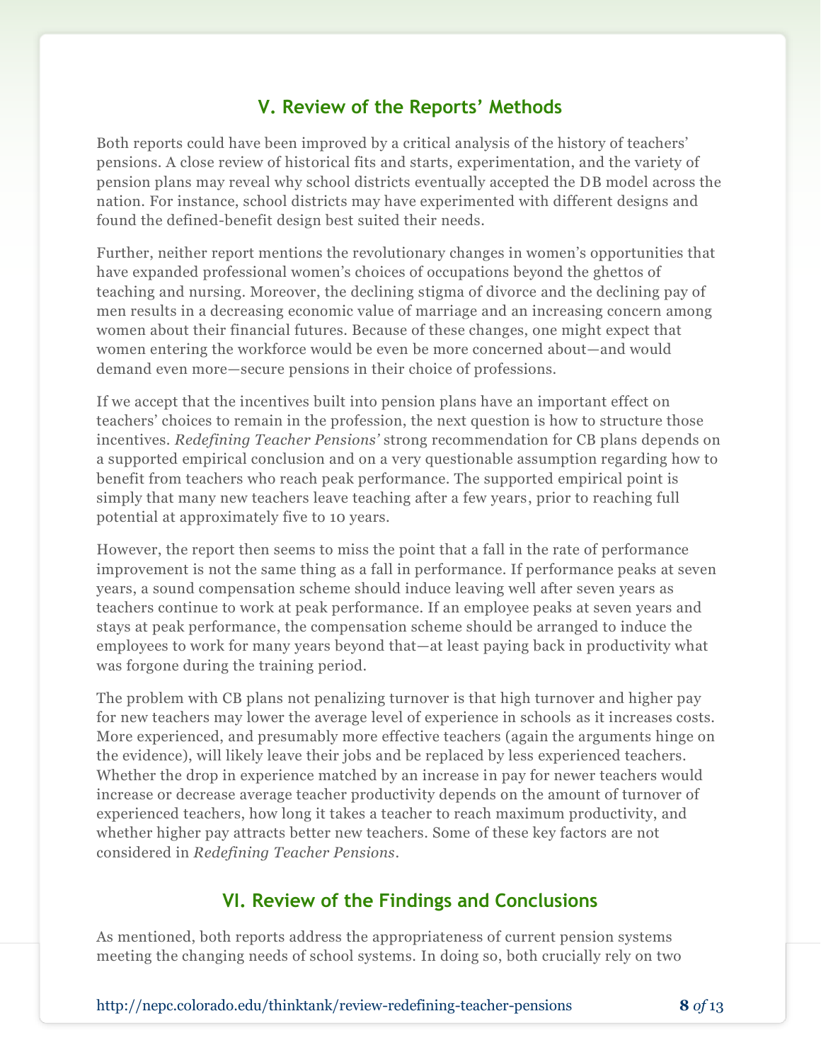## V. Review of the Reports' Methods

Both reports could have been improved by a critical analysis of the history of teachers' pensions. A close review of historical fits and starts, experimentation, and the variety of pension plans may reveal why school districts eventually accepted the DB model across the nation. For instance, school districts may have experimented with different designs and found the defined-benefit design best suited their needs.

Further, neither report mentions the revolutionary changes in women's opportunities that have expanded professional women's choices of occupations beyond the ghettos of teaching and nursing. Moreover, the declining stigma of divorce and the declining pay of men results in a decreasing economic value of marriage and an increasing concern among women about their financial futures. Because of these changes, one might expect that women entering the workforce would be even be more concerned about—and would demand even more—secure pensions in their choice of professions.

If we accept that the incentives built into pension plans have an important effect on teachers' choices to remain in the profession, the next question is how to structure those incentives. *Redefining Teacher Pensions'* strong recommendation for CB plans depends on a supported empirical conclusion and on a very questionable assumption regarding how to benefit from teachers who reach peak performance. The supported empirical point is simply that many new teachers leave teaching after a few years, prior to reaching full potential at approximately five to 10 years.

However, the report then seems to miss the point that a fall in the rate of performance improvement is not the same thing as a fall in performance. If performance peaks at seven years, a sound compensation scheme should induce leaving well after seven years as teachers continue to work at peak performance. If an employee peaks at seven years and stays at peak performance, the compensation scheme should be arranged to induce the employees to work for many years beyond that—at least paying back in productivity what was forgone during the training period.

The problem with CB plans not penalizing turnover is that high turnover and higher pay for new teachers may lower the average level of experience in schools as it increases costs. More experienced, and presumably more effective teachers (again the arguments hinge on the evidence), will likely leave their jobs and be replaced by less experienced teachers. Whether the drop in experience matched by an increase in pay for newer teachers would increase or decrease average teacher productivity depends on the amount of turnover of experienced teachers, how long it takes a teacher to reach maximum productivity, and whether higher pay attracts better new teachers. Some of these key factors are not considered in *Redefining Teacher Pensions*.

## VI. Review of the Findings and Conclusions

As mentioned, both reports address the appropriateness of current pension systems meeting the changing needs of school systems. In doing so, both crucially rely on two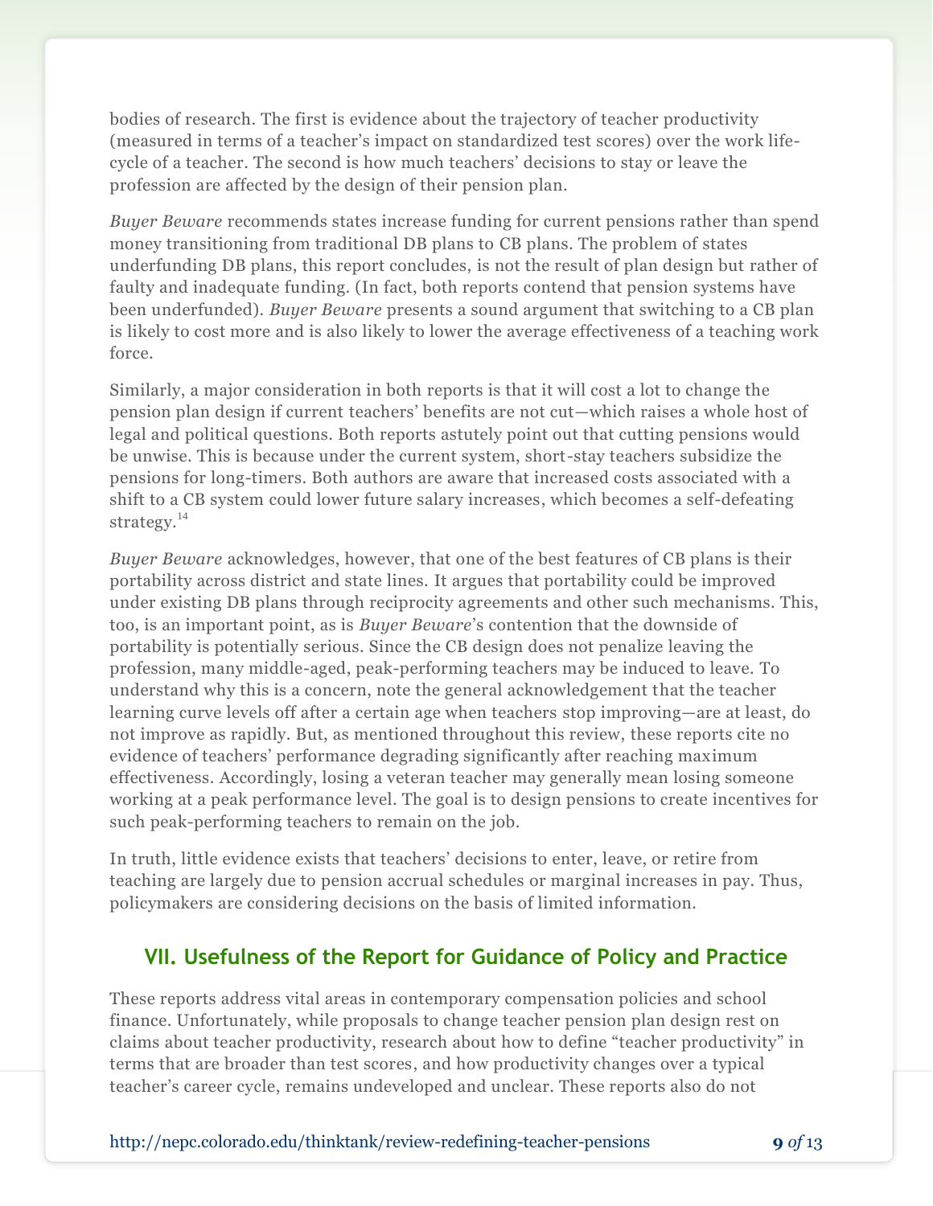bodies of research. The first is evidence about the trajectory of teacher productivity (measured in terms of a teacher's impact on standardized test scores) over the work life-cycle of a teacher. The second is how much teachers' decisions to stay or leave the profession are affected by the design of their pension plan.

*Buyer Beware* recommends states increase funding for current pensions rather than spend money transitioning from traditional DB plans to CB plans. The problem of states underfunding DB plans, this report concludes, is not the result of plan design but rather of faulty and inadequate funding. (In fact, both reports contend that pension systems have been underfunded). *Buyer Beware* presents a sound argument that switching to a CB plan is likely to cost more and is also likely to lower the average effectiveness of a teaching work force.

Similarly, a major consideration in both reports is that it will cost a lot to change the pension plan design if current teachers' benefits are not cut—which raises a whole host of legal and political questions. Both reports astutely point out that cutting pensions would be unwise. This is because under the current system, short-stay teachers subsidize the pensions for long-timers. Both authors are aware that increased costs associated with a shift to a CB system could lower future salary increases, which becomes a self-defeating strategy.[14]

*Buyer Beware* acknowledges, however, that one of the best features of CB plans is their portability across district and state lines. It argues that portability could be improved under existing DB plans through reciprocity agreements and other such mechanisms. This, too, is an important point, as is *Buyer Beware*'s contention that the downside of portability is potentially serious. Since the CB design does not penalize leaving the profession, many middle-aged, peak-performing teachers may be induced to leave. To understand why this is a concern, note the general acknowledgement that the teacher learning curve levels off after a certain age when teachers stop improving—are at least, do not improve as rapidly. But, as mentioned throughout this review, these reports cite no evidence of teachers' performance degrading significantly after reaching maximum effectiveness. Accordingly, losing a veteran teacher may generally mean losing someone working at a peak performance level. The goal is to design pensions to create incentives for such peak-performing teachers to remain on the job.

In truth, little evidence exists that teachers' decisions to enter, leave, or retire from teaching are largely due to pension accrual schedules or marginal increases in pay. Thus, policymakers are considering decisions on the basis of limited information.

## VII. Usefulness of the Report for Guidance of Policy and Practice

These reports address vital areas in contemporary compensation policies and school finance. Unfortunately, while proposals to change teacher pension plan design rest on claims about teacher productivity, research about how to define "teacher productivity" in terms that are broader than test scores, and how productivity changes over a typical teacher's career cycle, remains undeveloped and unclear. These reports also do not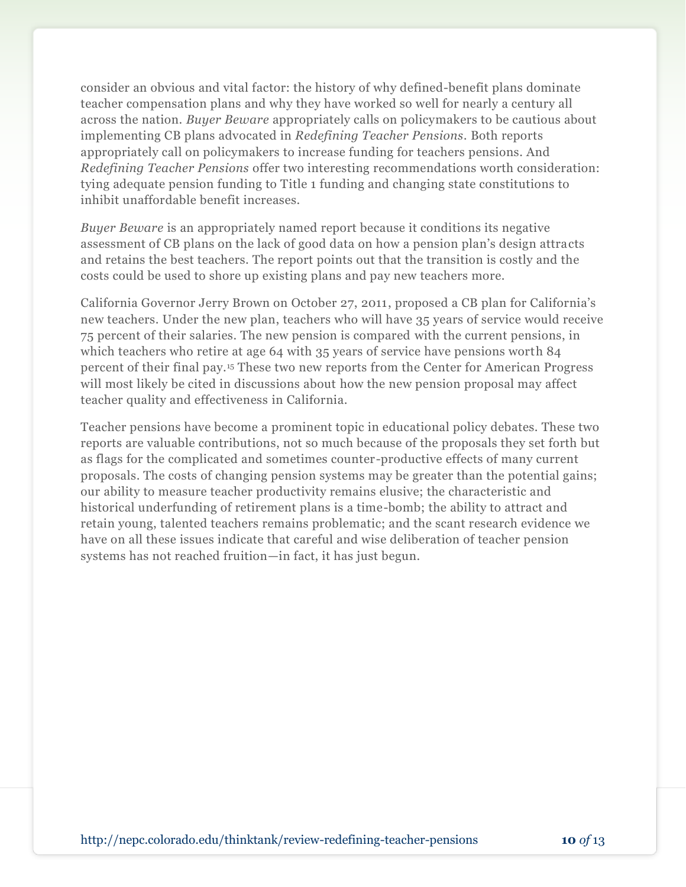consider an obvious and vital factor: the history of why defined-benefit plans dominate teacher compensation plans and why they have worked so well for nearly a century all across the nation. *Buyer Beware* appropriately calls on policymakers to be cautious about implementing CB plans advocated in *Redefining Teacher Pensions*. Both reports appropriately call on policymakers to increase funding for teachers pensions. And *Redefining Teacher Pensions* offer two interesting recommendations worth consideration: tying adequate pension funding to Title 1 funding and changing state constitutions to inhibit unaffordable benefit increases.

*Buyer Beware* is an appropriately named report because it conditions its negative assessment of CB plans on the lack of good data on how a pension plan's design attracts and retains the best teachers. The report points out that the transition is costly and the costs could be used to shore up existing plans and pay new teachers more.

California Governor Jerry Brown on October 27, 2011, proposed a CB plan for California's new teachers. Under the new plan, teachers who will have 35 years of service would receive 75 percent of their salaries. The new pension is compared with the current pensions, in which teachers who retire at age 64 with 35 years of service have pensions worth 84 percent of their final pay.[15] These two new reports from the Center for American Progress will most likely be cited in discussions about how the new pension proposal may affect teacher quality and effectiveness in California.

Teacher pensions have become a prominent topic in educational policy debates. These two reports are valuable contributions, not so much because of the proposals they set forth but as flags for the complicated and sometimes counter-productive effects of many current proposals. The costs of changing pension systems may be greater than the potential gains; our ability to measure teacher productivity remains elusive; the characteristic and historical underfunding of retirement plans is a time-bomb; the ability to attract and retain young, talented teachers remains problematic; and the scant research evidence we have on all these issues indicate that careful and wise deliberation of teacher pension systems has not reached fruition—in fact, it has just begun.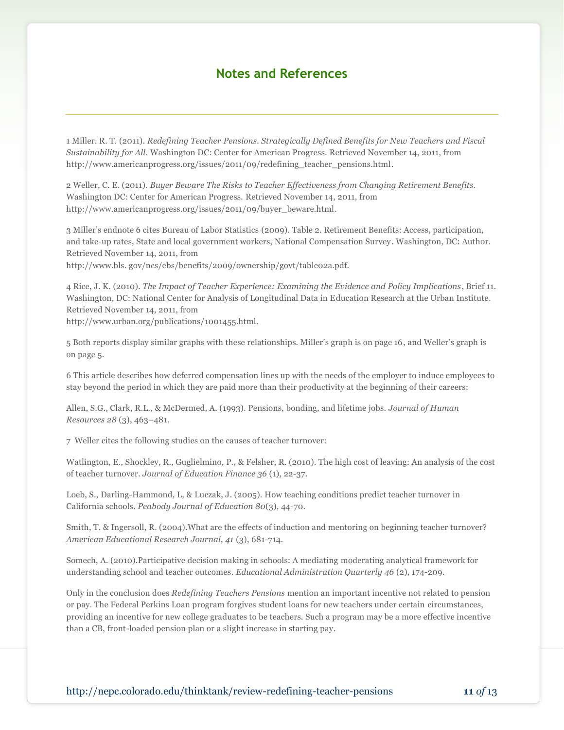## Notes and References

1 Miller. R. T. (2011). *Redefining Teacher Pensions. Strategically Defined Benefits for New Teachers and Fiscal Sustainability for All.* Washington DC: Center for American Progress. Retrieved November 14, 2011, from http://www.americanprogress.org/issues/2011/09/redefining_teacher_pensions.html.

2 Weller, C. E. (2011). *Buyer Beware The Risks to Teacher Effectiveness from Changing Retirement Benefits.* Washington DC: Center for American Progress. Retrieved November 14, 2011, from http://www.americanprogress.org/issues/2011/09/buyer_beware.html.

3 Miller's endnote 6 cites Bureau of Labor Statistics (2009). Table 2. Retirement Benefits: Access, participation, and take-up rates, State and local government workers, National Compensation Survey. Washington, DC: Author. Retrieved November 14, 2011, from
http://www.bls. gov/ncs/ebs/benefits/2009/ownership/govt/table02a.pdf.

4 Rice, J. K. (2010). *The Impact of Teacher Experience: Examining the Evidence and Policy Implications*, Brief 11. Washington, DC: National Center for Analysis of Longitudinal Data in Education Research at the Urban Institute. Retrieved November 14, 2011, from
http://www.urban.org/publications/1001455.html.

5 Both reports display similar graphs with these relationships. Miller's graph is on page 16, and Weller's graph is on page 5.

6 This article describes how deferred compensation lines up with the needs of the employer to induce employees to stay beyond the period in which they are paid more than their productivity at the beginning of their careers:

Allen, S.G., Clark, R.L., & McDermed, A. (1993). Pensions, bonding, and lifetime jobs. *Journal of Human Resources 28* (3), 463–481.

7 Weller cites the following studies on the causes of teacher turnover:

Watlington, E., Shockley, R., Guglielmino, P., & Felsher, R. (2010). The high cost of leaving: An analysis of the cost of teacher turnover. *Journal of Education Finance 36* (1), 22-37.

Loeb, S., Darling-Hammond, L, & Luczak, J. (2005). How teaching conditions predict teacher turnover in California schools. *Peabody Journal of Education 80*(3), 44-70.

Smith, T. & Ingersoll, R. (2004).What are the effects of induction and mentoring on beginning teacher turnover? *American Educational Research Journal, 41* (3), 681-714.

Somech, A. (2010).Participative decision making in schools: A mediating moderating analytical framework for understanding school and teacher outcomes. *Educational Administration Quarterly 46* (2), 174-209.

Only in the conclusion does *Redefining Teachers Pensions* mention an important incentive not related to pension or pay. The Federal Perkins Loan program forgives student loans for new teachers under certain circumstances, providing an incentive for new college graduates to be teachers. Such a program may be a more effective incentive than a CB, front-loaded pension plan or a slight increase in starting pay.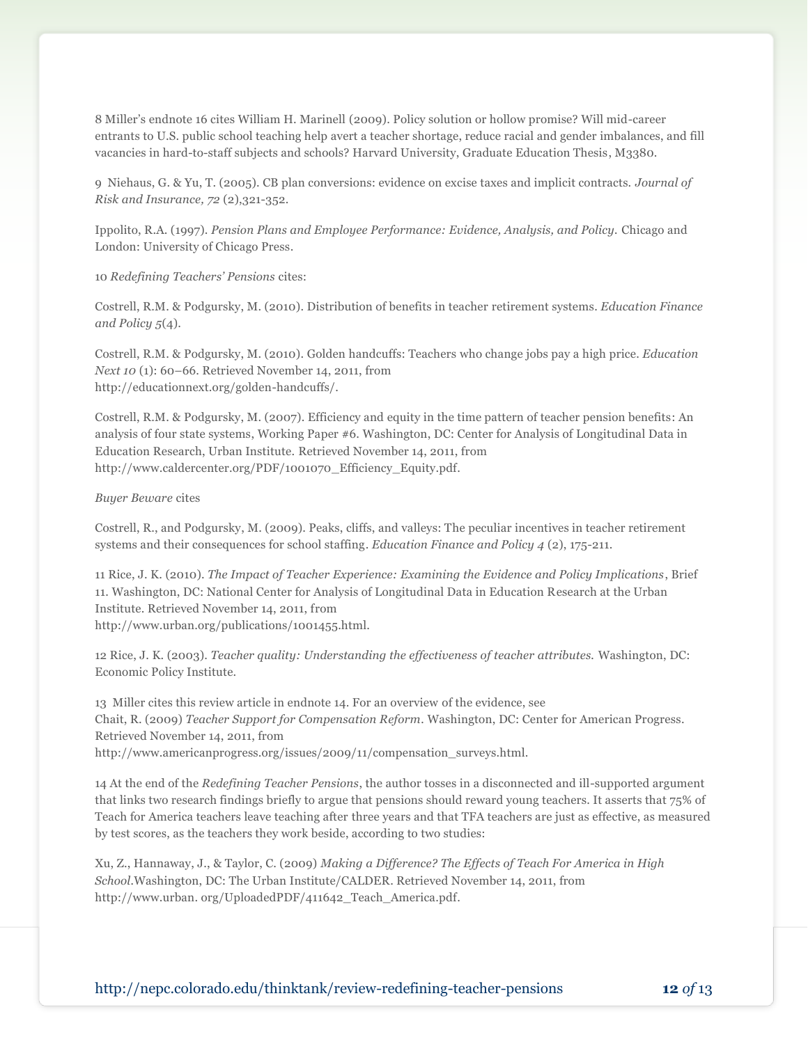8 Miller's endnote 16 cites William H. Marinell (2009). Policy solution or hollow promise? Will mid-career entrants to U.S. public school teaching help avert a teacher shortage, reduce racial and gender imbalances, and fill vacancies in hard-to-staff subjects and schools? Harvard University, Graduate Education Thesis, M3380.

9 Niehaus, G. & Yu, T. (2005). CB plan conversions: evidence on excise taxes and implicit contracts. *Journal of Risk and Insurance, 72* (2),321-352.

Ippolito, R.A. (1997). *Pension Plans and Employee Performance: Evidence, Analysis, and Policy.* Chicago and London: University of Chicago Press.

10 *Redefining Teachers' Pensions* cites:

Costrell, R.M. & Podgursky, M. (2010). Distribution of benefits in teacher retirement systems. *Education Finance and Policy 5*(4).

Costrell, R.M. & Podgursky, M. (2010). Golden handcuffs: Teachers who change jobs pay a high price. *Education Next 10* (1): 60–66. Retrieved November 14, 2011, from http://educationnext.org/golden-handcuffs/.

Costrell, R.M. & Podgursky, M. (2007). Efficiency and equity in the time pattern of teacher pension benefits: An analysis of four state systems, Working Paper #6. Washington, DC: Center for Analysis of Longitudinal Data in Education Research, Urban Institute. Retrieved November 14, 2011, from http://www.caldercenter.org/PDF/1001070_Efficiency_Equity.pdf.

*Buyer Beware* cites

Costrell, R., and Podgursky, M. (2009). Peaks, cliffs, and valleys: The peculiar incentives in teacher retirement systems and their consequences for school staffing. *Education Finance and Policy 4* (2), 175-211.

11 Rice, J. K. (2010). *The Impact of Teacher Experience: Examining the Evidence and Policy Implications*, Brief 11. Washington, DC: National Center for Analysis of Longitudinal Data in Education Research at the Urban Institute. Retrieved November 14, 2011, from http://www.urban.org/publications/1001455.html.

12 Rice, J. K. (2003). *Teacher quality: Understanding the effectiveness of teacher attributes.* Washington, DC: Economic Policy Institute.

13 Miller cites this review article in endnote 14. For an overview of the evidence, see Chait, R. (2009) *Teacher Support for Compensation Reform*. Washington, DC: Center for American Progress. Retrieved November 14, 2011, from http://www.americanprogress.org/issues/2009/11/compensation_surveys.html.

14 At the end of the *Redefining Teacher Pensions*, the author tosses in a disconnected and ill-supported argument that links two research findings briefly to argue that pensions should reward young teachers. It asserts that 75% of Teach for America teachers leave teaching after three years and that TFA teachers are just as effective, as measured by test scores, as the teachers they work beside, according to two studies:

Xu, Z., Hannaway, J., & Taylor, C. (2009) *Making a Difference? The Effects of Teach For America in High School.*Washington, DC: The Urban Institute/CALDER. Retrieved November 14, 2011, from http://www.urban. org/UploadedPDF/411642_Teach_America.pdf.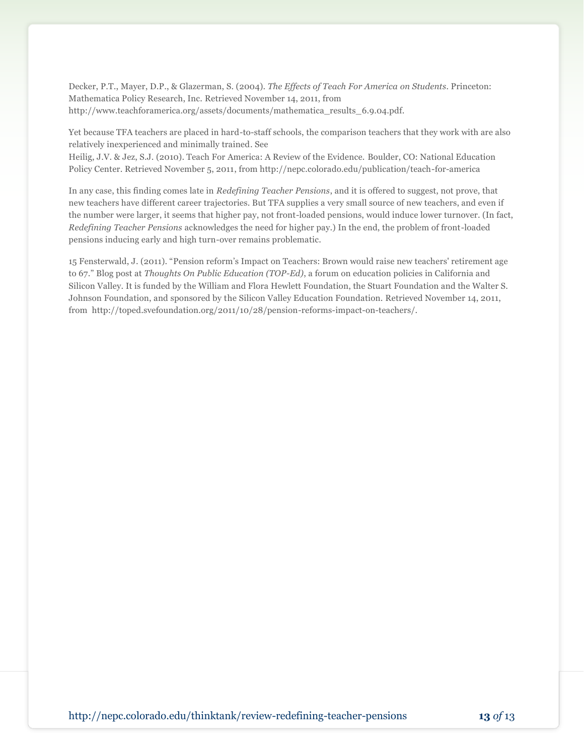Decker, P.T., Mayer, D.P., & Glazerman, S. (2004). *The Effects of Teach For America on Students*. Princeton: Mathematica Policy Research, Inc. Retrieved November 14, 2011, from http://www.teachforamerica.org/assets/documents/mathematica_results_6.9.04.pdf.

Yet because TFA teachers are placed in hard-to-staff schools, the comparison teachers that they work with are also relatively inexperienced and minimally trained. See
Heilig, J.V. & Jez, S.J. (2010). Teach For America: A Review of the Evidence. Boulder, CO: National Education Policy Center. Retrieved November 5, 2011, from http://nepc.colorado.edu/publication/teach-for-america

In any case, this finding comes late in *Redefining Teacher Pensions*, and it is offered to suggest, not prove, that new teachers have different career trajectories. But TFA supplies a very small source of new teachers, and even if the number were larger, it seems that higher pay, not front-loaded pensions, would induce lower turnover. (In fact, *Redefining Teacher Pensions* acknowledges the need for higher pay.) In the end, the problem of front-loaded pensions inducing early and high turn-over remains problematic.

15 Fensterwald, J. (2011). "Pension reform's Impact on Teachers: Brown would raise new teachers' retirement age to 67." Blog post at *Thoughts On Public Education (TOP-Ed)*, a forum on education policies in California and Silicon Valley. It is funded by the William and Flora Hewlett Foundation, the Stuart Foundation and the Walter S. Johnson Foundation, and sponsored by the Silicon Valley Education Foundation. Retrieved November 14, 2011, from http://toped.svefoundation.org/2011/10/28/pension-reforms-impact-on-teachers/.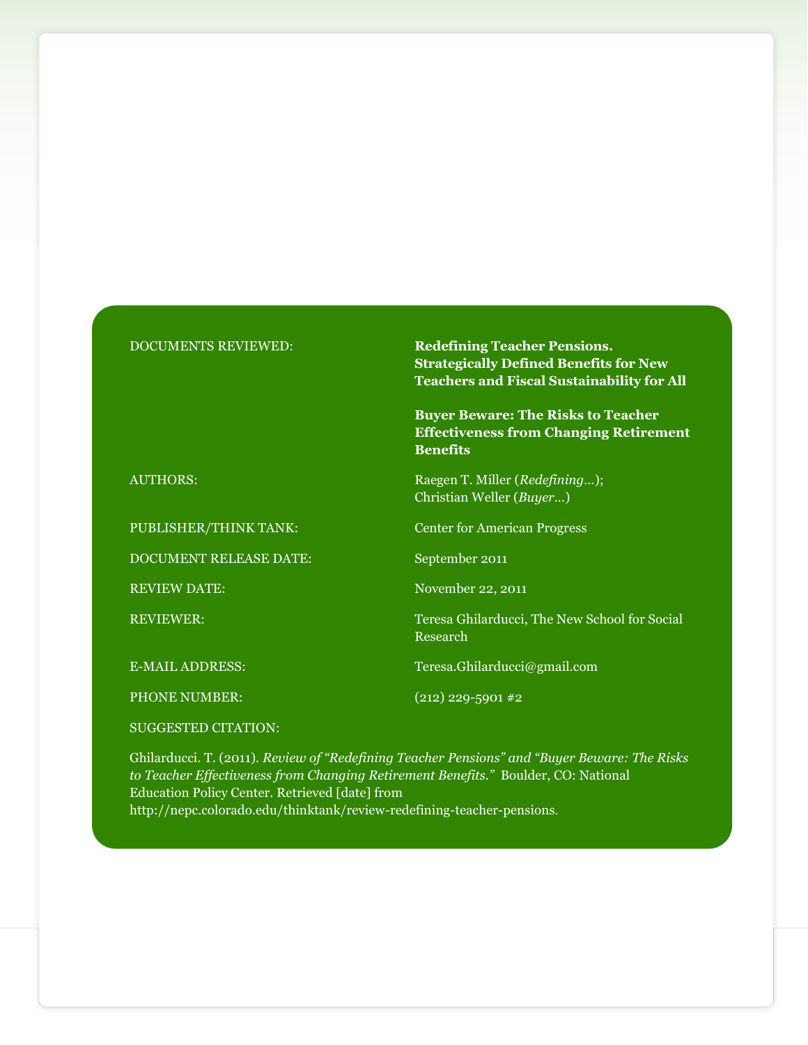| | |
|---|---|
| DOCUMENTS REVIEWED: | **Redefining Teacher Pensions. Strategically Defined Benefits for New Teachers and Fiscal Sustainability for All**<br><br>**Buyer Beware: The Risks to Teacher Effectiveness from Changing Retirement Benefits** |
| AUTHORS: | Raegen T. Miller (*Redefining…*);<br>Christian Weller (*Buyer…*) |
| PUBLISHER/THINK TANK: | Center for American Progress |
| DOCUMENT RELEASE DATE: | September 2011 |
| REVIEW DATE: | November 22, 2011 |
| REVIEWER: | Teresa Ghilarducci, The New School for Social Research |
| E-MAIL ADDRESS: | Teresa.Ghilarducci@gmail.com |
| PHONE NUMBER: | (212) 229-5901 #2 |

SUGGESTED CITATION:

Ghilarducci. T. (2011). *Review of "Redefining Teacher Pensions" and "Buyer Beware: The Risks to Teacher Effectiveness from Changing Retirement Benefits."* Boulder, CO: National Education Policy Center. Retrieved [date] from http://nepc.colorado.edu/thinktank/review-redefining-teacher-pensions.